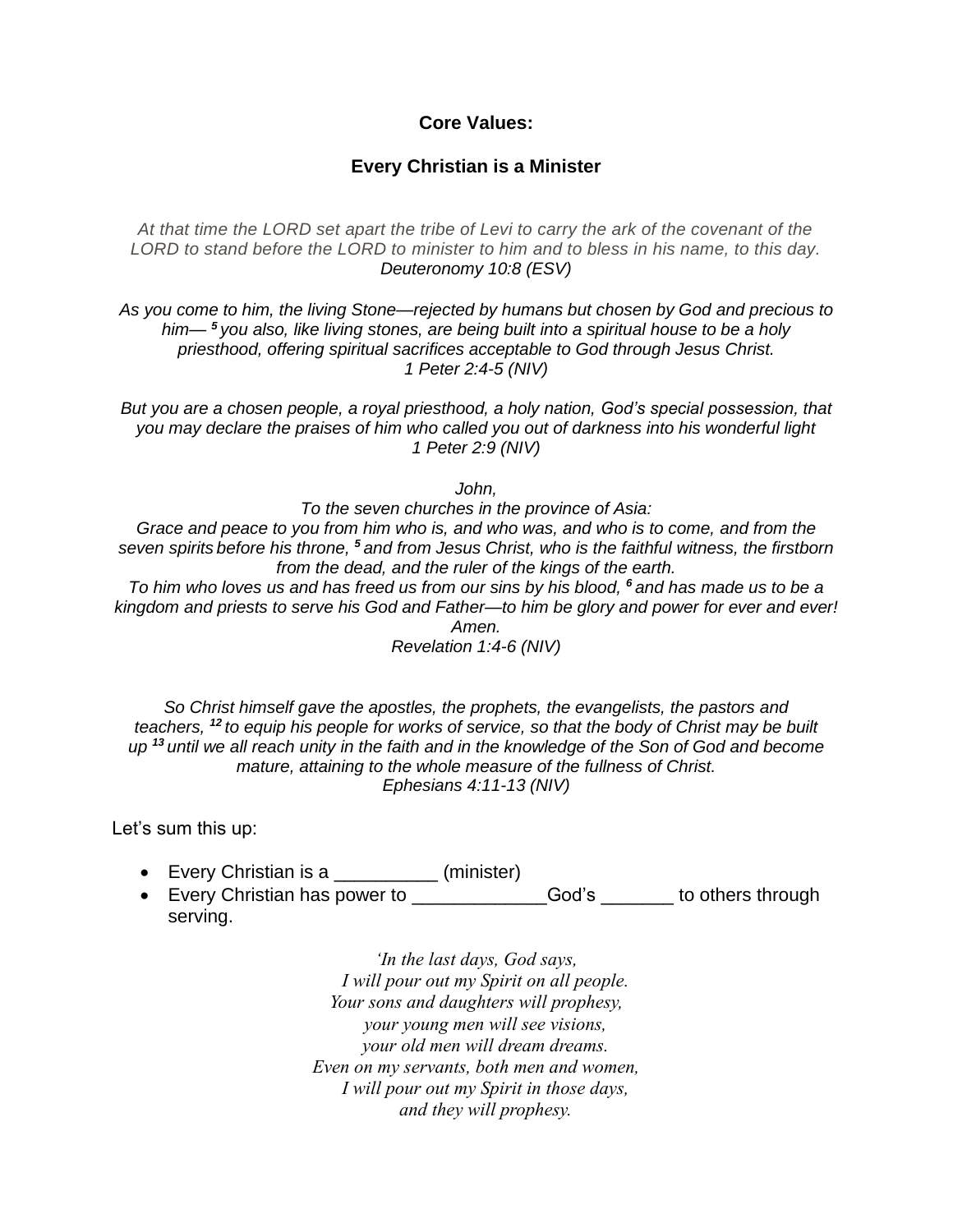**Core Values:**

**Every Christian is a Minister**

*At that time the LORD set apart the tribe of Levi to carry the ark of the covenant of the LORD to stand before the LORD to minister to him and to bless in his name, to this day.*
*Deuteronomy 10:8 (ESV)*

*As you come to him, the living Stone—rejected by humans but chosen by God and precious to him— [5] you also, like living stones, are being built into a spiritual house to be a holy priesthood, offering spiritual sacrifices acceptable to God through Jesus Christ.*
*1 Peter 2:4-5 (NIV)*

*But you are a chosen people, a royal priesthood, a holy nation, God's special possession, that you may declare the praises of him who called you out of darkness into his wonderful light*
*1 Peter 2:9 (NIV)*

*John,*
*To the seven churches in the province of Asia:*
*Grace and peace to you from him who is, and who was, and who is to come, and from the seven spirits before his throne, [5] and from Jesus Christ, who is the faithful witness, the firstborn from the dead, and the ruler of the kings of the earth.*
*To him who loves us and has freed us from our sins by his blood, [6] and has made us to be a kingdom and priests to serve his God and Father—to him be glory and power for ever and ever! Amen.*
*Revelation 1:4-6 (NIV)*

*So Christ himself gave the apostles, the prophets, the evangelists, the pastors and teachers, [12] to equip his people for works of service, so that the body of Christ may be built up [13] until we all reach unity in the faith and in the knowledge of the Son of God and become mature, attaining to the whole measure of the fullness of Christ.*
*Ephesians 4:11-13 (NIV)*

Let's sum this up:

- Every Christian is a __________ (minister)
- Every Christian has power to _____________God's _______ to others through serving.

*'In the last days, God says,*
*I will pour out my Spirit on all people.*
*Your sons and daughters will prophesy,*
*your young men will see visions,*
*your old men will dream dreams.*
*Even on my servants, both men and women,*
*I will pour out my Spirit in those days,*
*and they will prophesy.*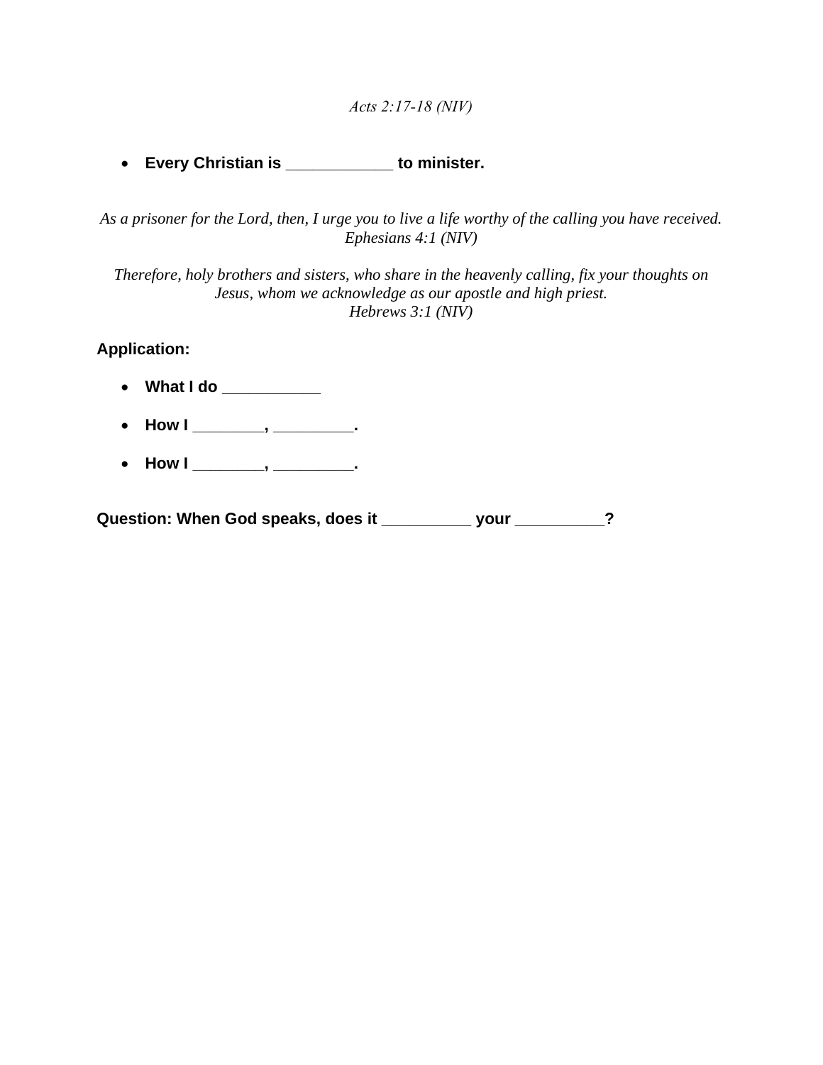*Acts 2:17-18 (NIV)*

- **Every Christian is ____________ to minister.**

*As a prisoner for the Lord, then, I urge you to live a life worthy of the calling you have received.*
*Ephesians 4:1 (NIV)*

*Therefore, holy brothers and sisters, who share in the heavenly calling, fix your thoughts on Jesus, whom we acknowledge as our apostle and high priest.*
*Hebrews 3:1 (NIV)*

**Application:**

- **What I do ___________**
- **How I ________, _________.**
- **How I ________, _________.**

**Question: When God speaks, does it __________ your __________?**